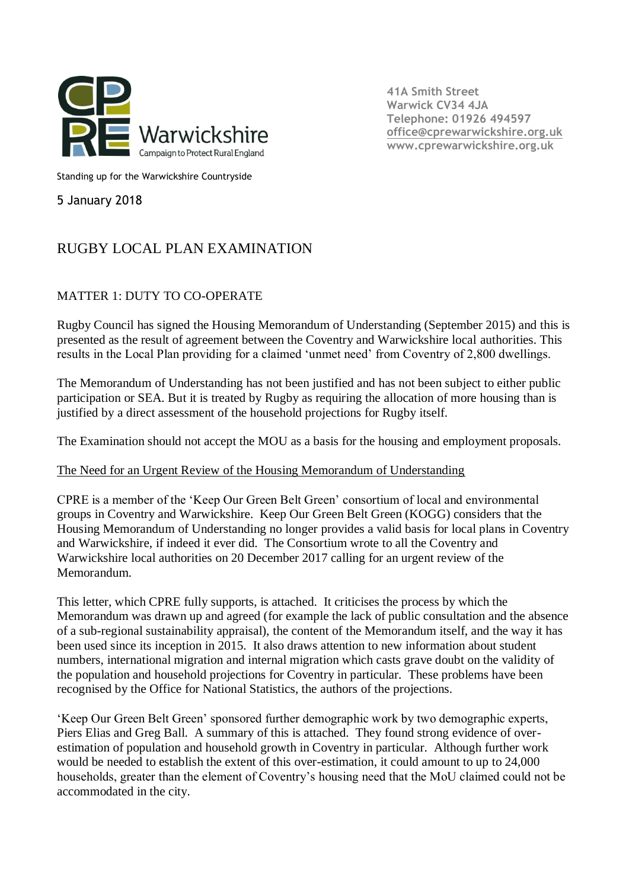CPRE Warwickshire
Campaign to Protect Rural England

41A Smith Street
Warwick CV34 4JA
Telephone: 01926 494597
office@cprewarwickshire.org.uk
www.cprewarwickshire.org.uk

Standing up for the Warwickshire Countryside

5 January 2018

# RUGBY LOCAL PLAN EXAMINATION

## MATTER 1: DUTY TO CO-OPERATE

Rugby Council has signed the Housing Memorandum of Understanding (September 2015) and this is presented as the result of agreement between the Coventry and Warwickshire local authorities. This results in the Local Plan providing for a claimed 'unmet need' from Coventry of 2,800 dwellings.

The Memorandum of Understanding has not been justified and has not been subject to either public participation or SEA. But it is treated by Rugby as requiring the allocation of more housing than is justified by a direct assessment of the household projections for Rugby itself.

The Examination should not accept the MOU as a basis for the housing and employment proposals.

### The Need for an Urgent Review of the Housing Memorandum of Understanding

CPRE is a member of the 'Keep Our Green Belt Green' consortium of local and environmental groups in Coventry and Warwickshire. Keep Our Green Belt Green (KOGG) considers that the Housing Memorandum of Understanding no longer provides a valid basis for local plans in Coventry and Warwickshire, if indeed it ever did. The Consortium wrote to all the Coventry and Warwickshire local authorities on 20 December 2017 calling for an urgent review of the Memorandum.

This letter, which CPRE fully supports, is attached. It criticises the process by which the Memorandum was drawn up and agreed (for example the lack of public consultation and the absence of a sub-regional sustainability appraisal), the content of the Memorandum itself, and the way it has been used since its inception in 2015. It also draws attention to new information about student numbers, international migration and internal migration which casts grave doubt on the validity of the population and household projections for Coventry in particular. These problems have been recognised by the Office for National Statistics, the authors of the projections.

'Keep Our Green Belt Green' sponsored further demographic work by two demographic experts, Piers Elias and Greg Ball. A summary of this is attached. They found strong evidence of over-estimation of population and household growth in Coventry in particular. Although further work would be needed to establish the extent of this over-estimation, it could amount to up to 24,000 households, greater than the element of Coventry's housing need that the MoU claimed could not be accommodated in the city.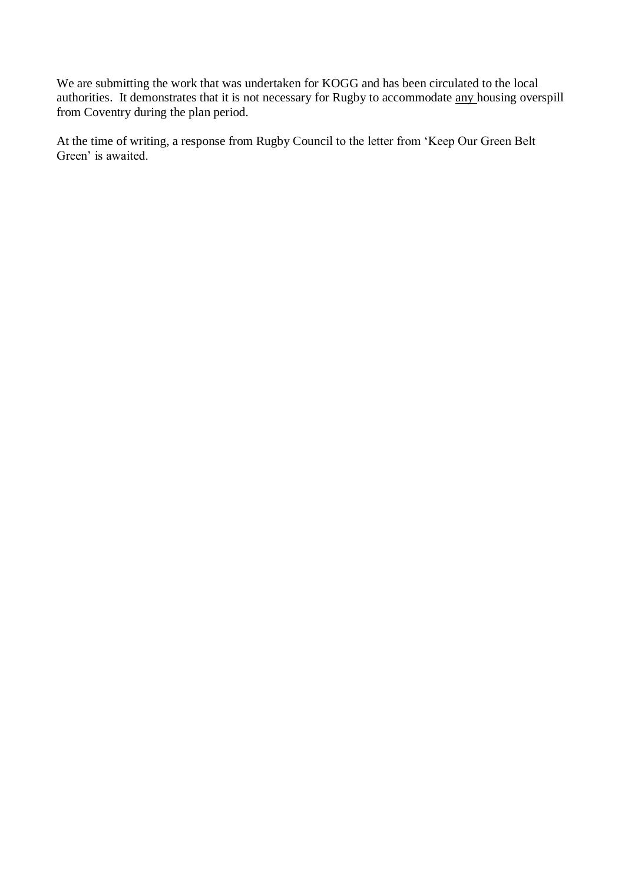We are submitting the work that was undertaken for KOGG and has been circulated to the local authorities. It demonstrates that it is not necessary for Rugby to accommodate <u>any</u> housing overspill from Coventry during the plan period.

At the time of writing, a response from Rugby Council to the letter from 'Keep Our Green Belt Green' is awaited.